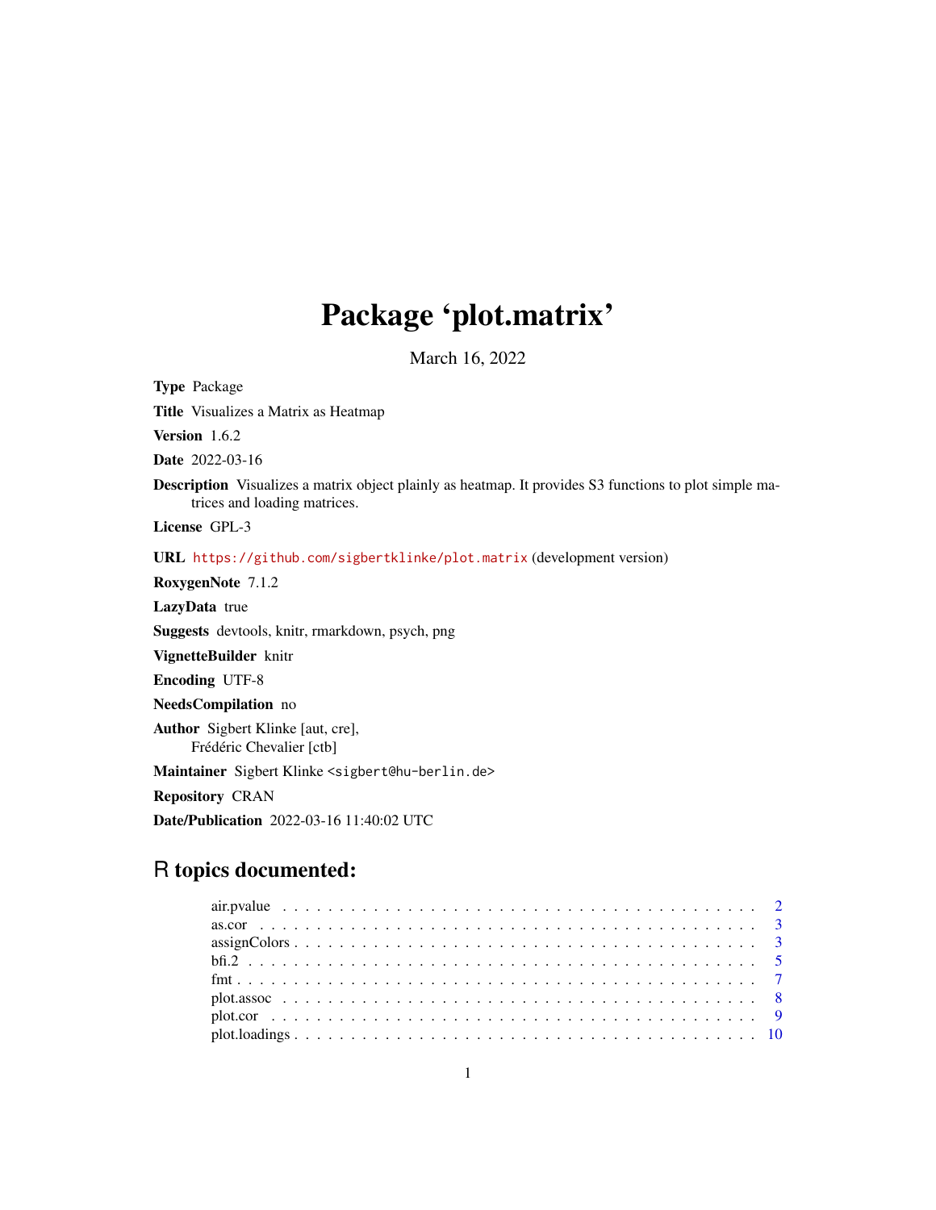# Package 'plot.matrix'

March 16, 2022

**Type** Package

**Title** Visualizes a Matrix as Heatmap

**Version** 1.6.2

**Date** 2022-03-16

**Description** Visualizes a matrix object plainly as heatmap. It provides S3 functions to plot simple matrices and loading matrices.

**License** GPL-3

**URL** https://github.com/sigbertklinke/plot.matrix (development version)

**RoxygenNote** 7.1.2

**LazyData** true

**Suggests** devtools, knitr, rmarkdown, psych, png

**VignetteBuilder** knitr

**Encoding** UTF-8

**NeedsCompilation** no

**Author** Sigbert Klinke [aut, cre],
Frédéric Chevalier [ctb]

**Maintainer** Sigbert Klinke <sigbert@hu-berlin.de>

**Repository** CRAN

**Date/Publication** 2022-03-16 11:40:02 UTC

## R topics documented:

- air.pvalue . . . . . . . . . . 2
- as.cor . . . . . . . . . . 3
- assignColors . . . . . . . . . . 3
- bfi.2 . . . . . . . . . . 5
- fmt . . . . . . . . . . 7
- plot.assoc . . . . . . . . . . 8
- plot.cor . . . . . . . . . . 9
- plot.loadings . . . . . . . . . . 10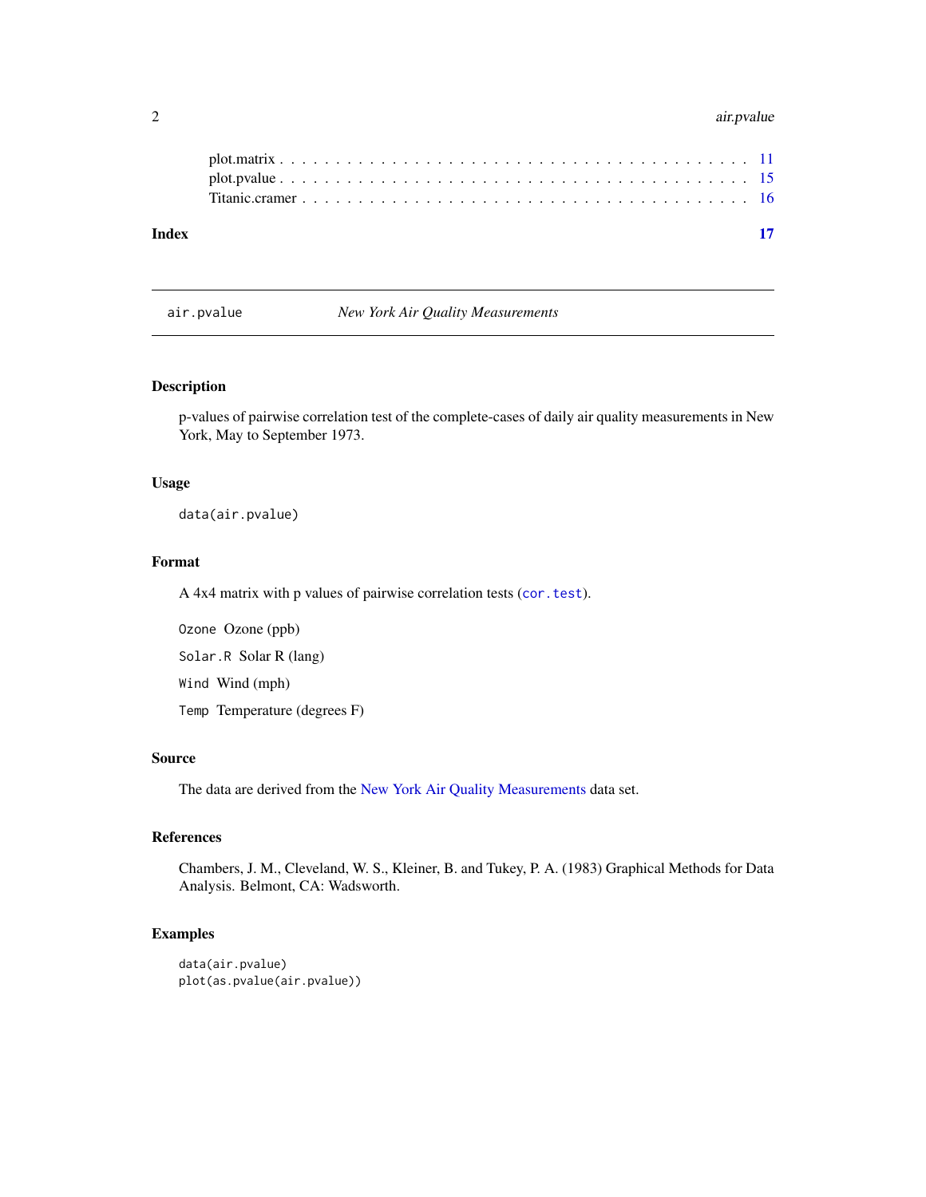plot.matrix . . . . . . . . . . . . . . . . . . . . . . . . . . . . . . . . . . . . . . 11
plot.pvalue . . . . . . . . . . . . . . . . . . . . . . . . . . . . . . . . . . . . . . 15
Titanic.cramer . . . . . . . . . . . . . . . . . . . . . . . . . . . . . . . . . . . . . 16

**Index** **17**

---

`air.pvalue` *New York Air Quality Measurements*

---

## Description

p-values of pairwise correlation test of the complete-cases of daily air quality measurements in New York, May to September 1973.

## Usage

```
data(air.pvalue)
```

## Format

A 4x4 matrix with p values of pairwise correlation tests (`cor.test`).

`Ozone` Ozone (ppb)

`Solar.R` Solar R (lang)

`Wind` Wind (mph)

`Temp` Temperature (degrees F)

## Source

The data are derived from the New York Air Quality Measurements data set.

## References

Chambers, J. M., Cleveland, W. S., Kleiner, B. and Tukey, P. A. (1983) Graphical Methods for Data Analysis. Belmont, CA: Wadsworth.

## Examples

```
data(air.pvalue)
plot(as.pvalue(air.pvalue))
```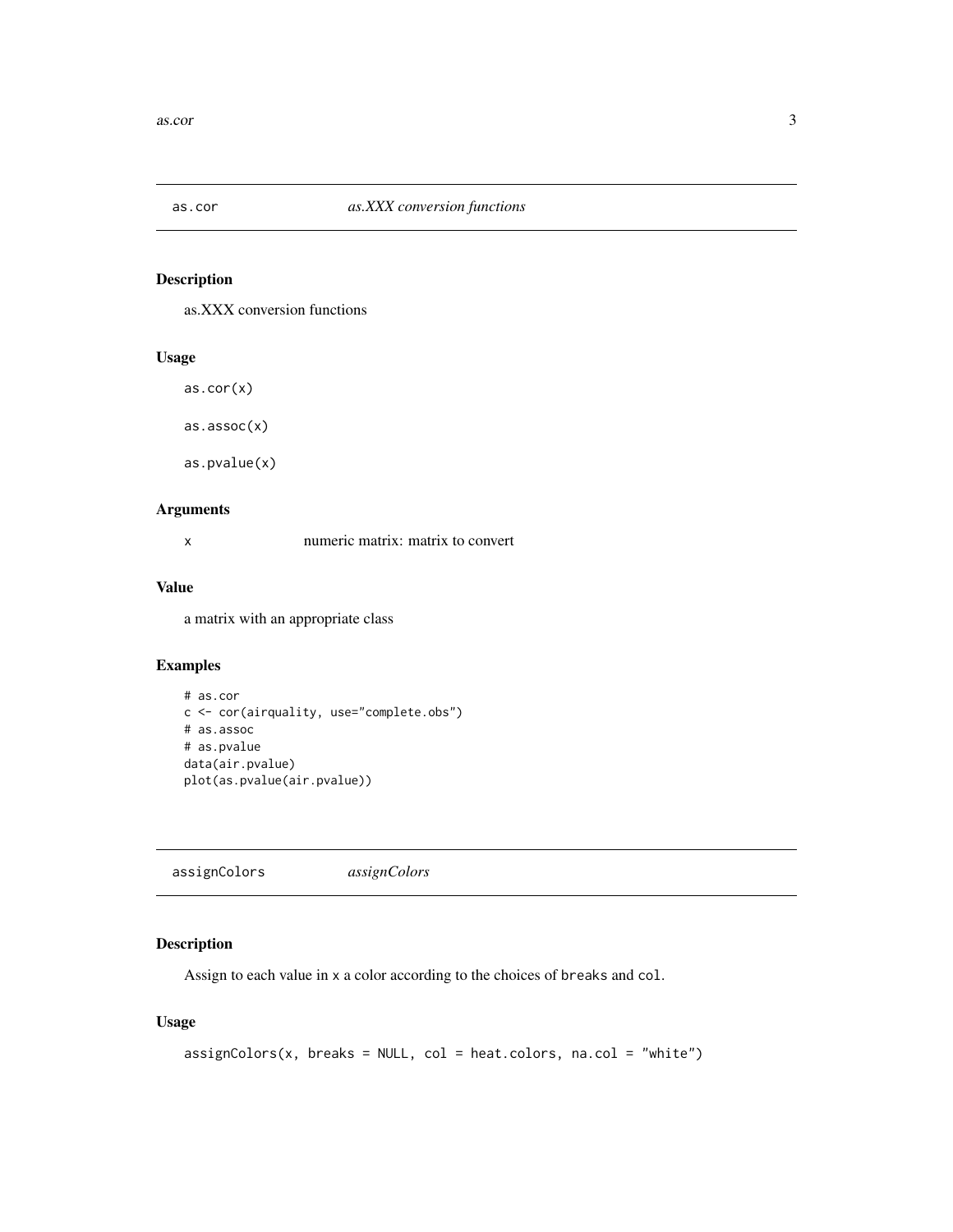## as.cor *as.XXX conversion functions*

### Description

as.XXX conversion functions

### Usage

```
as.cor(x)

as.assoc(x)

as.pvalue(x)
```

### Arguments

| | |
|---|---|
| `x` | numeric matrix: matrix to convert |

### Value

a matrix with an appropriate class

### Examples

```
# as.cor
c <- cor(airquality, use="complete.obs")
# as.assoc
# as.pvalue
data(air.pvalue)
plot(as.pvalue(air.pvalue))
```

## assignColors *assignColors*

### Description

Assign to each value in `x` a color according to the choices of `breaks` and `col`.

### Usage

```
assignColors(x, breaks = NULL, col = heat.colors, na.col = "white")
```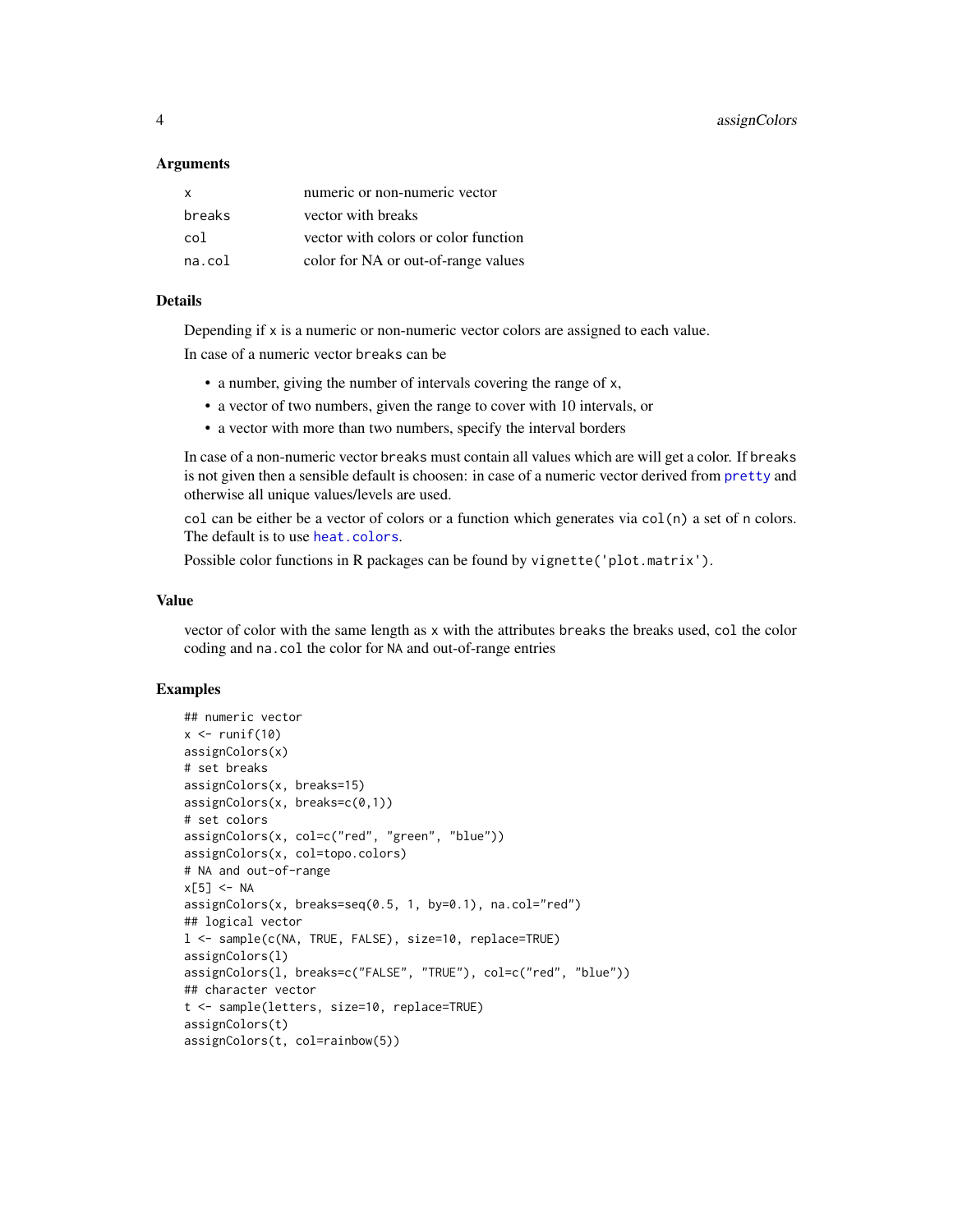### Arguments

| | |
|---|---|
| `x` | numeric or non-numeric vector |
| `breaks` | vector with breaks |
| `col` | vector with colors or color function |
| `na.col` | color for NA or out-of-range values |

### Details

Depending if `x` is a numeric or non-numeric vector colors are assigned to each value.

In case of a numeric vector `breaks` can be

- a number, giving the number of intervals covering the range of `x`,
- a vector of two numbers, given the range to cover with 10 intervals, or
- a vector with more than two numbers, specify the interval borders

In case of a non-numeric vector `breaks` must contain all values which are will get a color. If `breaks` is not given then a sensible default is choosen: in case of a numeric vector derived from `pretty` and otherwise all unique values/levels are used.

`col` can be either be a vector of colors or a function which generates via `col(n)` a set of `n` colors. The default is to use `heat.colors`.

Possible color functions in R packages can be found by `vignette('plot.matrix')`.

### Value

vector of color with the same length as `x` with the attributes `breaks` the breaks used, `col` the color coding and `na.col` the color for `NA` and out-of-range entries

### Examples

```
## numeric vector
x <- runif(10)
assignColors(x)
# set breaks
assignColors(x, breaks=15)
assignColors(x, breaks=c(0,1))
# set colors
assignColors(x, col=c("red", "green", "blue"))
assignColors(x, col=topo.colors)
# NA and out-of-range
x[5] <- NA
assignColors(x, breaks=seq(0.5, 1, by=0.1), na.col="red")
## logical vector
l <- sample(c(NA, TRUE, FALSE), size=10, replace=TRUE)
assignColors(l)
assignColors(l, breaks=c("FALSE", "TRUE"), col=c("red", "blue"))
## character vector
t <- sample(letters, size=10, replace=TRUE)
assignColors(t)
assignColors(t, col=rainbow(5))
```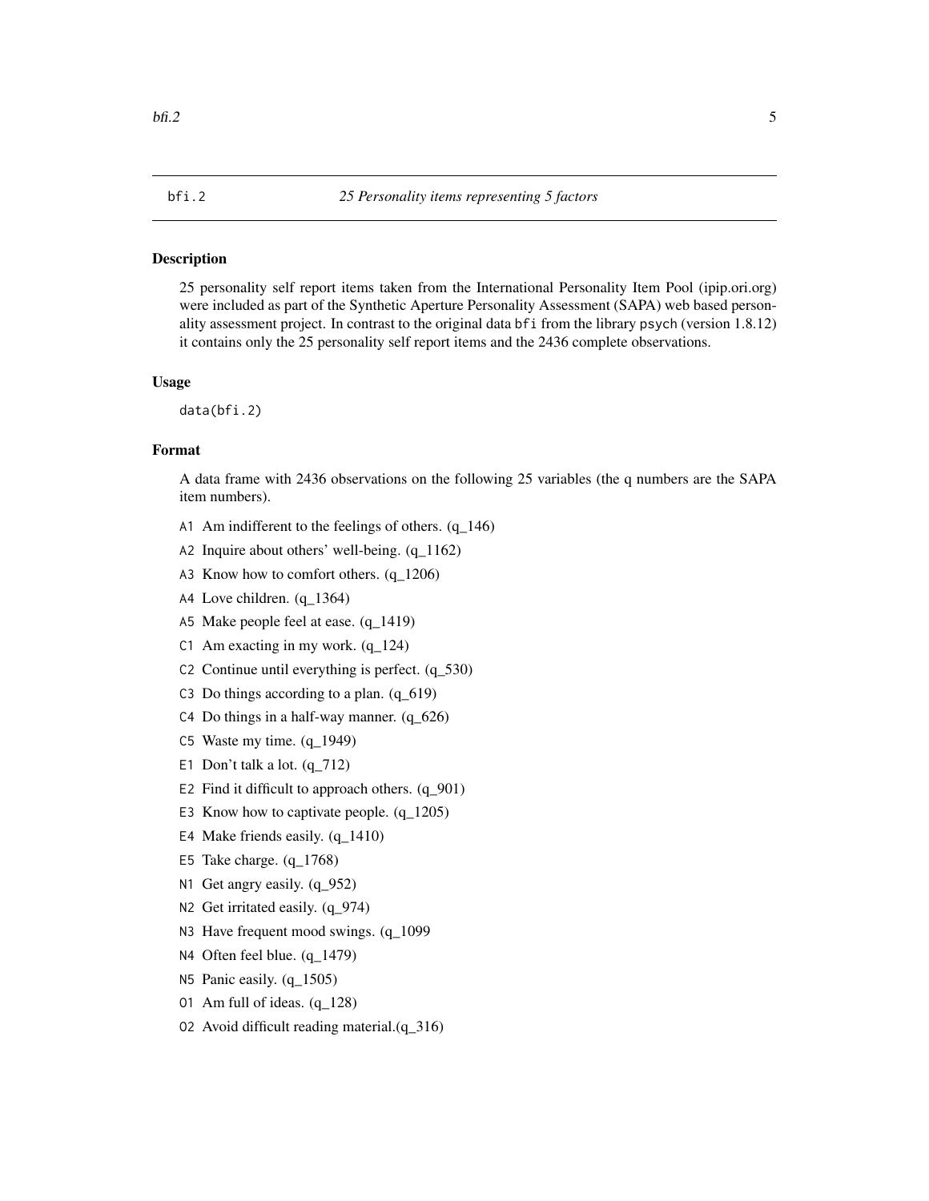bfi.2 *25 Personality items representing 5 factors*

## Description

25 personality self report items taken from the International Personality Item Pool (ipip.ori.org) were included as part of the Synthetic Aperture Personality Assessment (SAPA) web based personality assessment project. In contrast to the original data `bfi` from the library `psych` (version 1.8.12) it contains only the 25 personality self report items and the 2436 complete observations.

## Usage

```
data(bfi.2)
```

## Format

A data frame with 2436 observations on the following 25 variables (the q numbers are the SAPA item numbers).

- `A1` Am indifferent to the feelings of others. (q_146)
- `A2` Inquire about others' well-being. (q_1162)
- `A3` Know how to comfort others. (q_1206)
- `A4` Love children. (q_1364)
- `A5` Make people feel at ease. (q_1419)
- `C1` Am exacting in my work. (q_124)
- `C2` Continue until everything is perfect. (q_530)
- `C3` Do things according to a plan. (q_619)
- `C4` Do things in a half-way manner. (q_626)
- `C5` Waste my time. (q_1949)
- `E1` Don't talk a lot. (q_712)
- `E2` Find it difficult to approach others. (q_901)
- `E3` Know how to captivate people. (q_1205)
- `E4` Make friends easily. (q_1410)
- `E5` Take charge. (q_1768)
- `N1` Get angry easily. (q_952)
- `N2` Get irritated easily. (q_974)
- `N3` Have frequent mood swings. (q_1099
- `N4` Often feel blue. (q_1479)
- `N5` Panic easily. (q_1505)
- `O1` Am full of ideas. (q_128)
- `O2` Avoid difficult reading material.(q_316)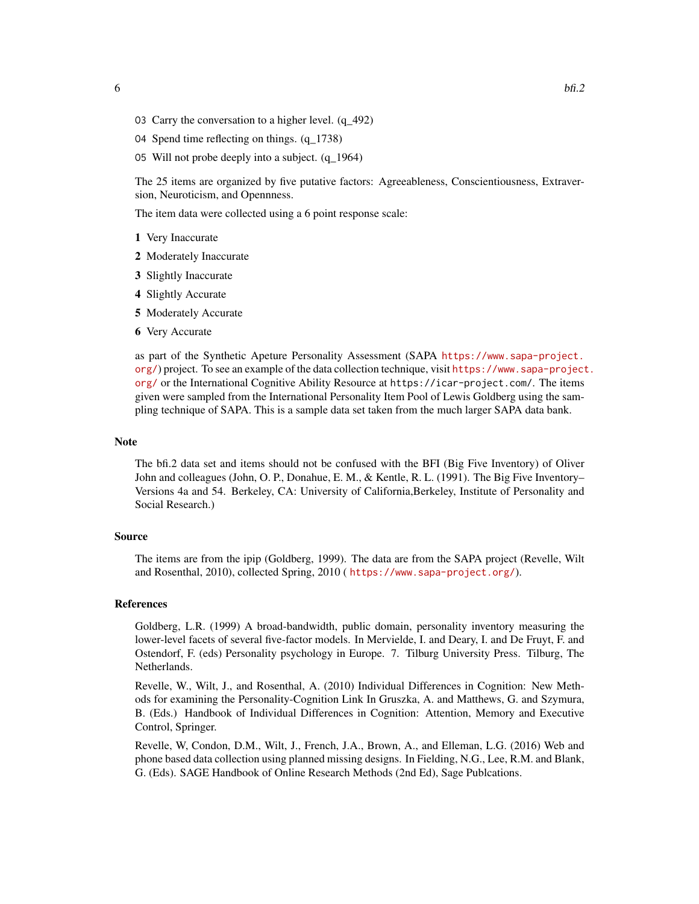O3 Carry the conversation to a higher level. (q_492)

O4 Spend time reflecting on things. (q_1738)

O5 Will not probe deeply into a subject. (q_1964)

The 25 items are organized by five putative factors: Agreeableness, Conscientiousness, Extraversion, Neuroticism, and Opennness.

The item data were collected using a 6 point response scale:

**1** Very Inaccurate

**2** Moderately Inaccurate

**3** Slightly Inaccurate

**4** Slightly Accurate

**5** Moderately Accurate

**6** Very Accurate

as part of the Synthetic Apeture Personality Assessment (SAPA https://www.sapa-project.org/) project. To see an example of the data collection technique, visit https://www.sapa-project.org/ or the International Cognitive Ability Resource at https://icar-project.com/. The items given were sampled from the International Personality Item Pool of Lewis Goldberg using the sampling technique of SAPA. This is a sample data set taken from the much larger SAPA data bank.

## Note

The bfi.2 data set and items should not be confused with the BFI (Big Five Inventory) of Oliver John and colleagues (John, O. P., Donahue, E. M., & Kentle, R. L. (1991). The Big Five Inventory–Versions 4a and 54. Berkeley, CA: University of California,Berkeley, Institute of Personality and Social Research.)

## Source

The items are from the ipip (Goldberg, 1999). The data are from the SAPA project (Revelle, Wilt and Rosenthal, 2010), collected Spring, 2010 ( https://www.sapa-project.org/).

## References

Goldberg, L.R. (1999) A broad-bandwidth, public domain, personality inventory measuring the lower-level facets of several five-factor models. In Mervielde, I. and Deary, I. and De Fruyt, F. and Ostendorf, F. (eds) Personality psychology in Europe. 7. Tilburg University Press. Tilburg, The Netherlands.

Revelle, W., Wilt, J., and Rosenthal, A. (2010) Individual Differences in Cognition: New Methods for examining the Personality-Cognition Link In Gruszka, A. and Matthews, G. and Szymura, B. (Eds.) Handbook of Individual Differences in Cognition: Attention, Memory and Executive Control, Springer.

Revelle, W, Condon, D.M., Wilt, J., French, J.A., Brown, A., and Elleman, L.G. (2016) Web and phone based data collection using planned missing designs. In Fielding, N.G., Lee, R.M. and Blank, G. (Eds). SAGE Handbook of Online Research Methods (2nd Ed), Sage Publcations.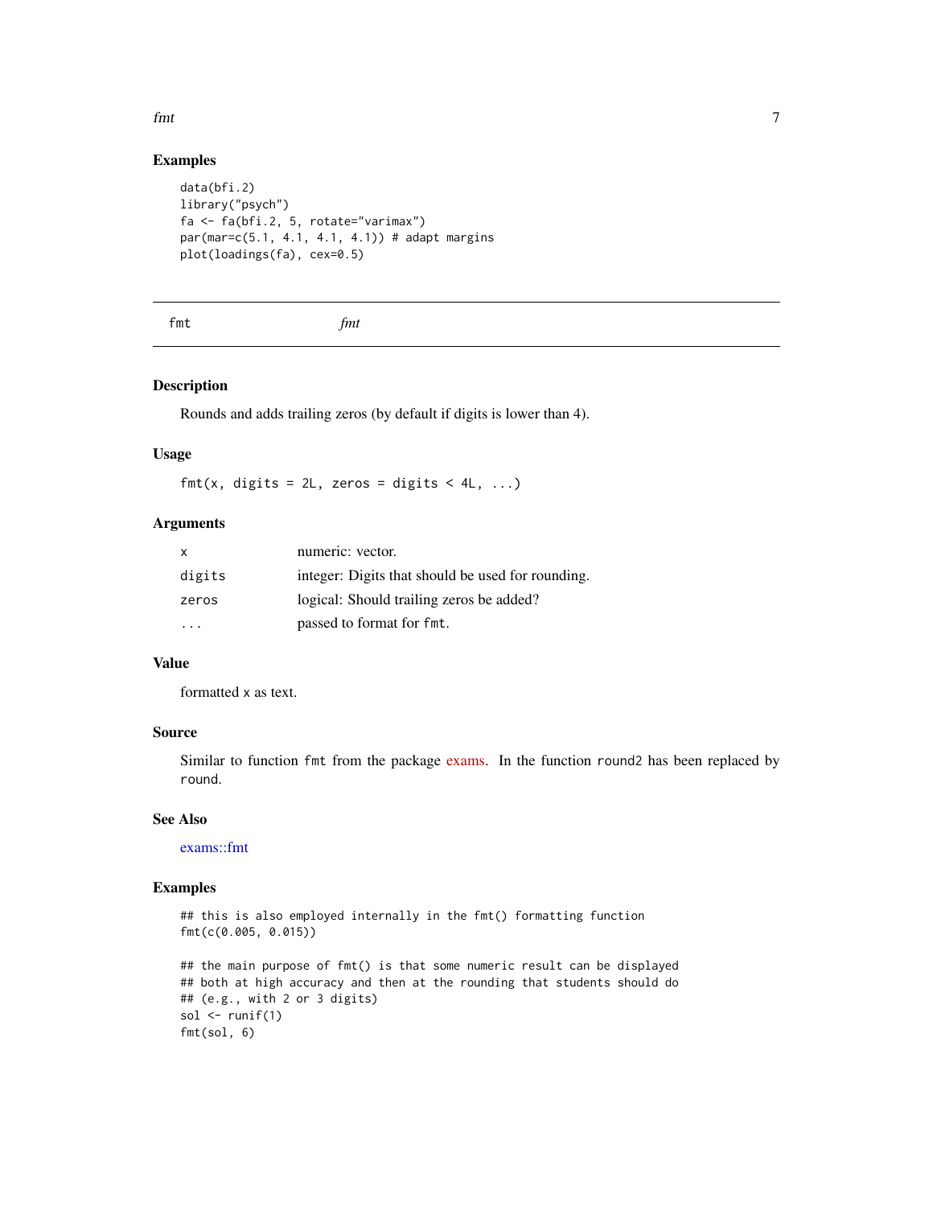## Examples

```
data(bfi.2)
library("psych")
fa <- fa(bfi.2, 5, rotate="varimax")
par(mar=c(5.1, 4.1, 4.1, 4.1)) # adapt margins
plot(loadings(fa), cex=0.5)
```

---

fmt *fmt*

---

### Description

Rounds and adds trailing zeros (by default if digits is lower than 4).

### Usage

```
fmt(x, digits = 2L, zeros = digits < 4L, ...)
```

### Arguments

| | |
|---|---|
| `x` | numeric: vector. |
| `digits` | integer: Digits that should be used for rounding. |
| `zeros` | logical: Should trailing zeros be added? |
| `...` | passed to format for `fmt`. |

### Value

formatted `x` as text.

### Source

Similar to function `fmt` from the package exams. In the function `round2` has been replaced by `round`.

### See Also

exams::fmt

### Examples

```
## this is also employed internally in the fmt() formatting function
fmt(c(0.005, 0.015))

## the main purpose of fmt() is that some numeric result can be displayed
## both at high accuracy and then at the rounding that students should do
## (e.g., with 2 or 3 digits)
sol <- runif(1)
fmt(sol, 6)
```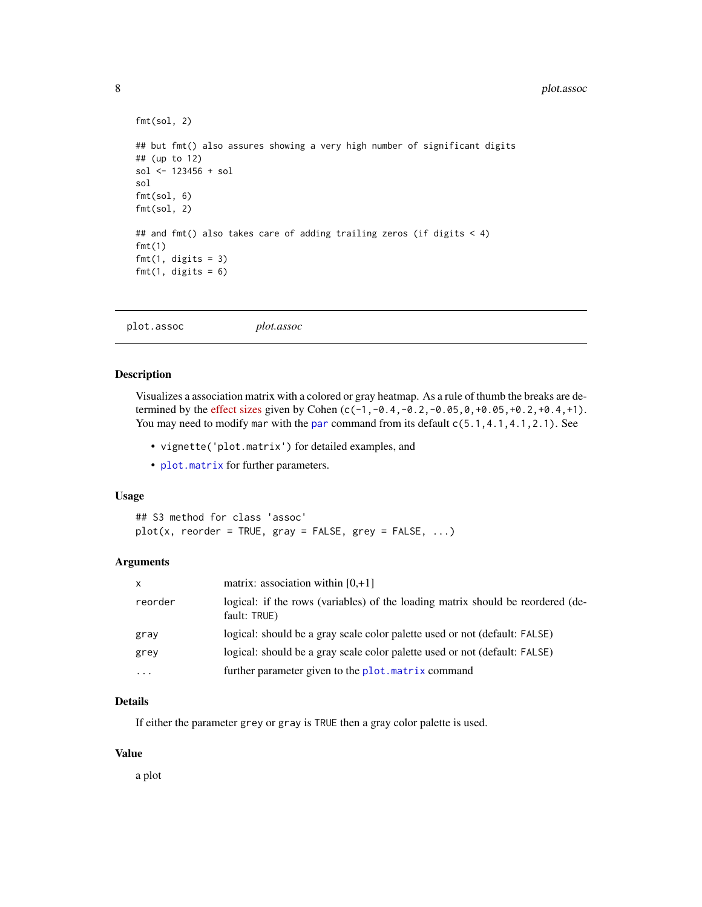```
fmt(sol, 2)

## but fmt() also assures showing a very high number of significant digits
## (up to 12)
sol <- 123456 + sol
sol
fmt(sol, 6)
fmt(sol, 2)

## and fmt() also takes care of adding trailing zeros (if digits < 4)
fmt(1)
fmt(1, digits = 3)
fmt(1, digits = 6)
```

---

`plot.assoc` *plot.assoc*

---

### Description

Visualizes a association matrix with a colored or gray heatmap. As a rule of thumb the breaks are determined by the effect sizes given by Cohen (`c(-1,-0.4,-0.2,-0.05,0,+0.05,+0.2,+0.4,+1)`). You may need to modify `mar` with the `par` command from its default `c(5.1,4.1,4.1,2.1)`. See

- `vignette('plot.matrix')` for detailed examples, and
- `plot.matrix` for further parameters.

### Usage

```
## S3 method for class 'assoc'
plot(x, reorder = TRUE, gray = FALSE, grey = FALSE, ...)
```

### Arguments

| | |
|---|---|
| `x` | matrix: association within [0,+1] |
| `reorder` | logical: if the rows (variables) of the loading matrix should be reordered (default: `TRUE`) |
| `gray` | logical: should be a gray scale color palette used or not (default: `FALSE`) |
| `grey` | logical: should be a gray scale color palette used or not (default: `FALSE`) |
| `...` | further parameter given to the `plot.matrix` command |

### Details

If either the parameter `grey` or `gray` is `TRUE` then a gray color palette is used.

### Value

a plot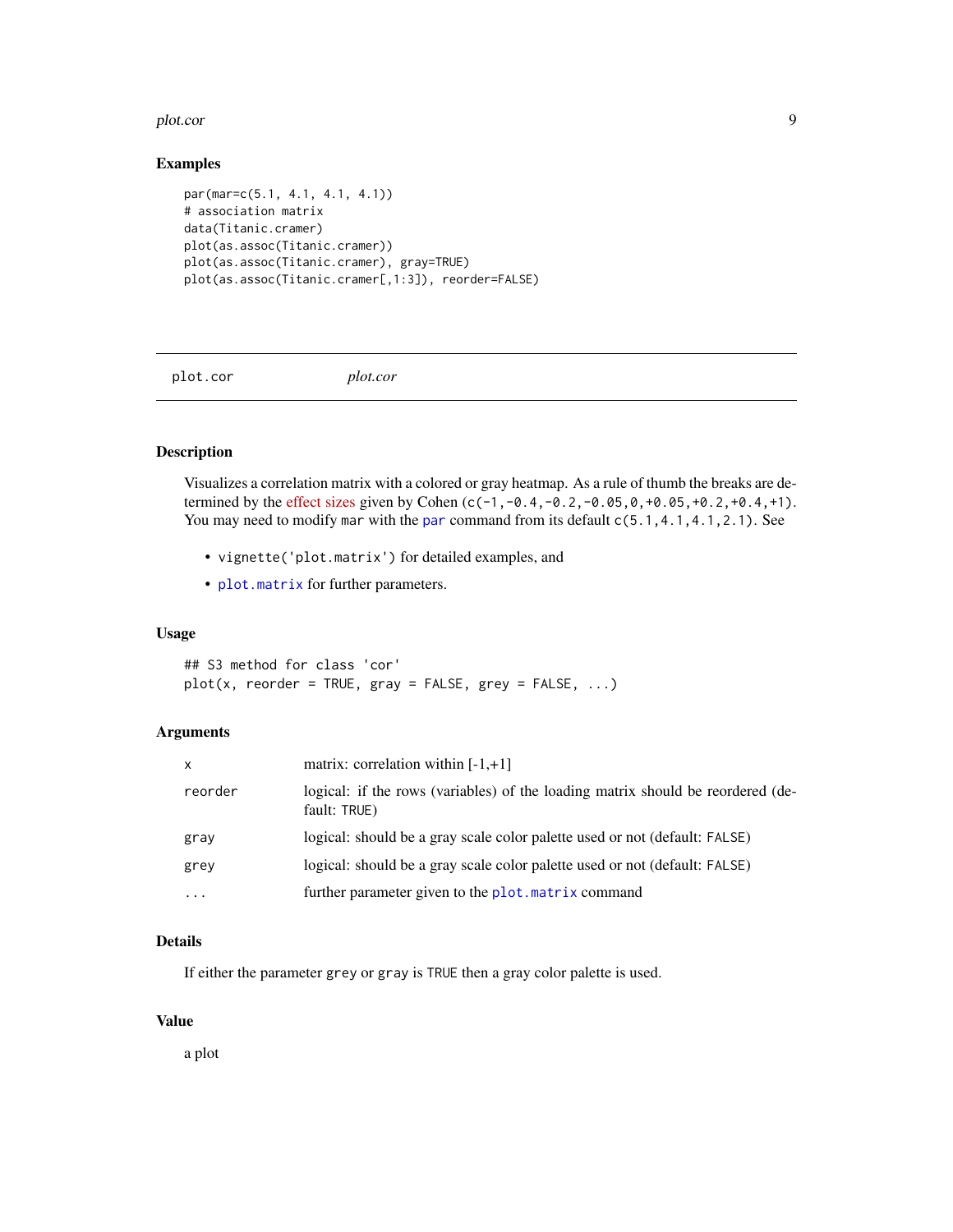## Examples

```
par(mar=c(5.1, 4.1, 4.1, 4.1))
# association matrix
data(Titanic.cramer)
plot(as.assoc(Titanic.cramer))
plot(as.assoc(Titanic.cramer), gray=TRUE)
plot(as.assoc(Titanic.cramer[,1:3]), reorder=FALSE)
```

---

# plot.cor &nbsp;&nbsp;&nbsp;&nbsp;&nbsp;&nbsp; *plot.cor*

---

## Description

Visualizes a correlation matrix with a colored or gray heatmap. As a rule of thumb the breaks are determined by the effect sizes given by Cohen (`c(-1,-0.4,-0.2,-0.05,0,+0.05,+0.2,+0.4,+1)`). You may need to modify `mar` with the `par` command from its default `c(5.1,4.1,4.1,2.1)`. See

- `vignette('plot.matrix')` for detailed examples, and
- `plot.matrix` for further parameters.

## Usage

```
## S3 method for class 'cor'
plot(x, reorder = TRUE, gray = FALSE, grey = FALSE, ...)
```

## Arguments

| | |
|---|---|
| `x` | matrix: correlation within [-1,+1] |
| `reorder` | logical: if the rows (variables) of the loading matrix should be reordered (default: `TRUE`) |
| `gray` | logical: should be a gray scale color palette used or not (default: `FALSE`) |
| `grey` | logical: should be a gray scale color palette used or not (default: `FALSE`) |
| `...` | further parameter given to the `plot.matrix` command |

## Details

If either the parameter `grey` or `gray` is `TRUE` then a gray color palette is used.

## Value

a plot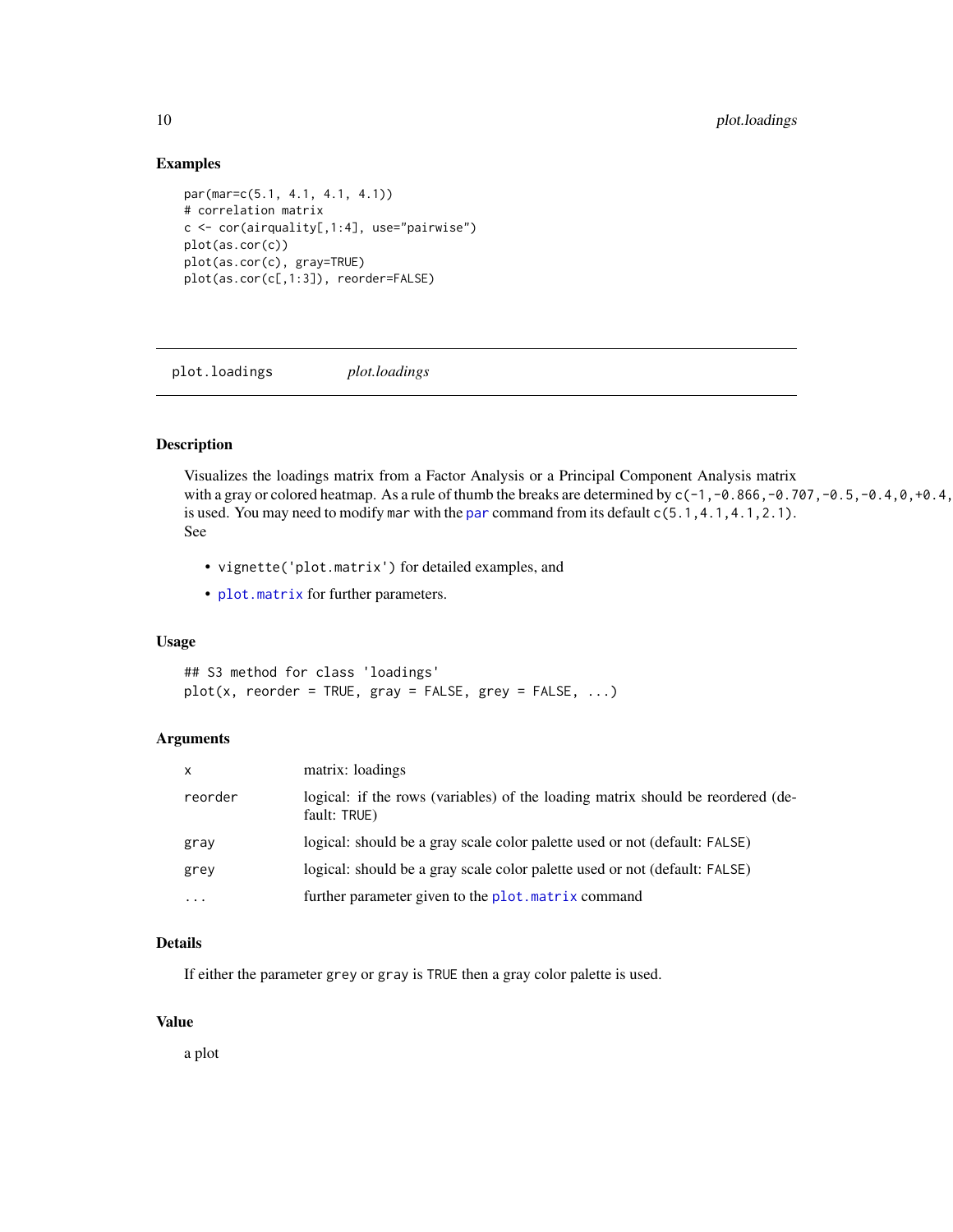## Examples

```
par(mar=c(5.1, 4.1, 4.1, 4.1))
# correlation matrix
c <- cor(airquality[,1:4], use="pairwise")
plot(as.cor(c))
plot(as.cor(c), gray=TRUE)
plot(as.cor(c[,1:3]), reorder=FALSE)
```

---

plot.loadings &emsp;&emsp; *plot.loadings*

---

## Description

Visualizes the loadings matrix from a Factor Analysis or a Principal Component Analysis matrix with a gray or colored heatmap. As a rule of thumb the breaks are determined by `c(-1,-0.866,-0.707,-0.5,-0.4,0,+0.4,` is used. You may need to modify `mar` with the `par` command from its default `c(5.1,4.1,4.1,2.1)`. See

- `vignette('plot.matrix')` for detailed examples, and
- `plot.matrix` for further parameters.

## Usage

```
## S3 method for class 'loadings'
plot(x, reorder = TRUE, gray = FALSE, grey = FALSE, ...)
```

## Arguments

| | |
|---|---|
| `x` | matrix: loadings |
| `reorder` | logical: if the rows (variables) of the loading matrix should be reordered (default: `TRUE`) |
| `gray` | logical: should be a gray scale color palette used or not (default: `FALSE`) |
| `grey` | logical: should be a gray scale color palette used or not (default: `FALSE`) |
| `...` | further parameter given to the `plot.matrix` command |

## Details

If either the parameter `grey` or `gray` is `TRUE` then a gray color palette is used.

## Value

a plot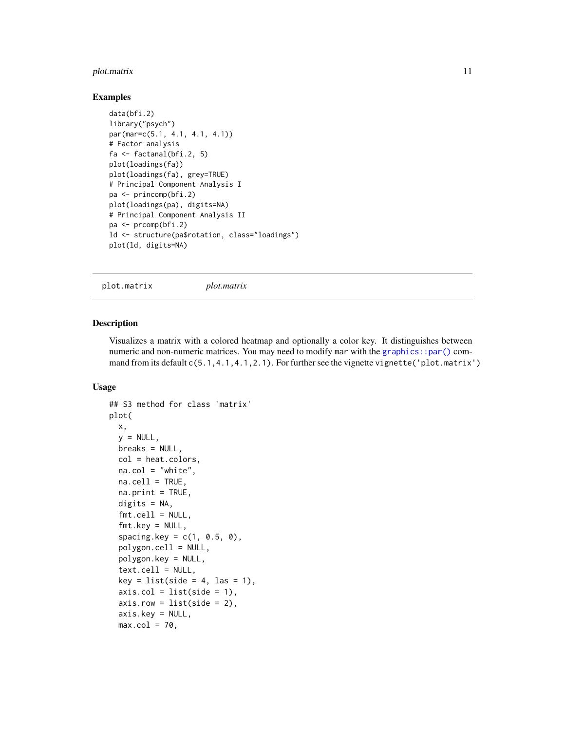### Examples

```
data(bfi.2)
library("psych")
par(mar=c(5.1, 4.1, 4.1, 4.1))
# Factor analysis
fa <- factanal(bfi.2, 5)
plot(loadings(fa))
plot(loadings(fa), grey=TRUE)
# Principal Component Analysis I
pa <- princomp(bfi.2)
plot(loadings(pa), digits=NA)
# Principal Component Analysis II
pa <- prcomp(bfi.2)
ld <- structure(pa$rotation, class="loadings")
plot(ld, digits=NA)
```

---

## plot.matrix *plot.matrix*

---

### Description

Visualizes a matrix with a colored heatmap and optionally a color key. It distinguishes between numeric and non-numeric matrices. You may need to modify `mar` with the `graphics::par()` command from its default `c(5.1,4.1,4.1,2.1)`. For further see the vignette `vignette('plot.matrix')`

### Usage

```
## S3 method for class 'matrix'
plot(
  x,
  y = NULL,
  breaks = NULL,
  col = heat.colors,
  na.col = "white",
  na.cell = TRUE,
  na.print = TRUE,
  digits = NA,
  fmt.cell = NULL,
  fmt.key = NULL,
  spacing.key = c(1, 0.5, 0),
  polygon.cell = NULL,
  polygon.key = NULL,
  text.cell = NULL,
  key = list(side = 4, las = 1),
  axis.col = list(side = 1),
  axis.row = list(side = 2),
  axis.key = NULL,
  max.col = 70,
```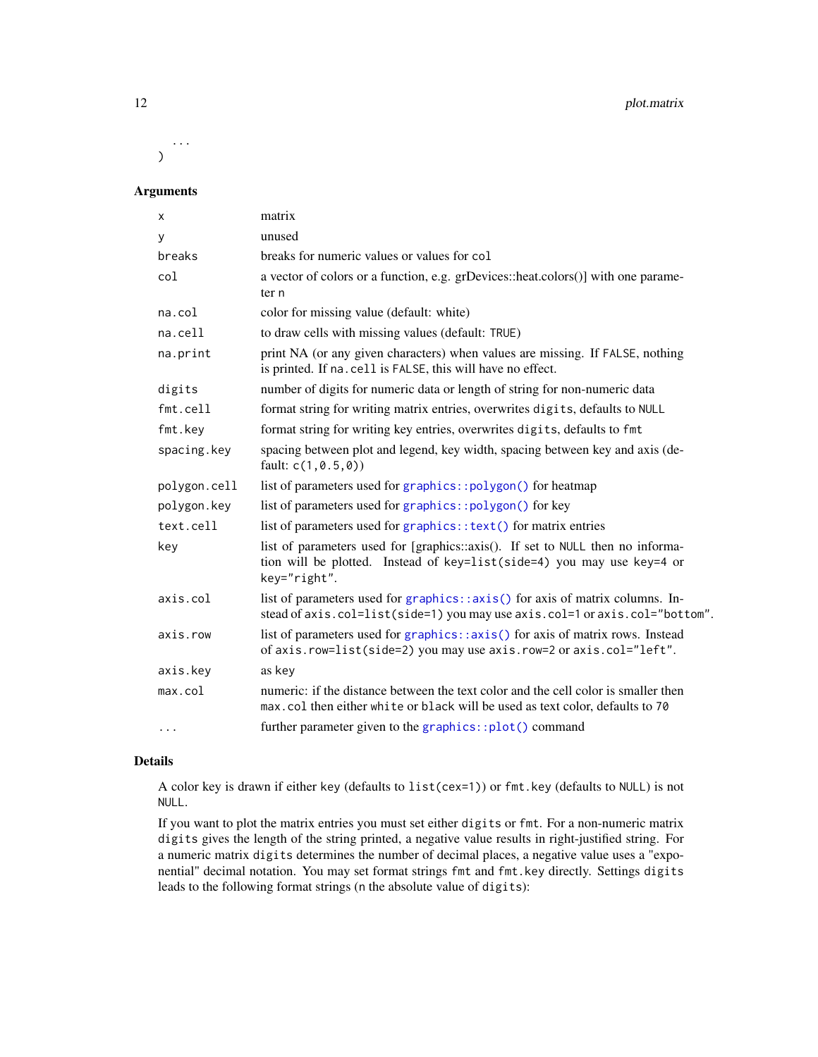```
  ...
)
```

### Arguments

| | |
|---|---|
| `x` | matrix |
| `y` | unused |
| `breaks` | breaks for numeric values or values for `col` |
| `col` | a vector of colors or a function, e.g. grDevices::heat.colors()] with one parameter `n` |
| `na.col` | color for missing value (default: white) |
| `na.cell` | to draw cells with missing values (default: `TRUE`) |
| `na.print` | print NA (or any given characters) when values are missing. If `FALSE`, nothing is printed. If `na.cell` is `FALSE`, this will have no effect. |
| `digits` | number of digits for numeric data or length of string for non-numeric data |
| `fmt.cell` | format string for writing matrix entries, overwrites `digits`, defaults to `NULL` |
| `fmt.key` | format string for writing key entries, overwrites `digits`, defaults to `fmt` |
| `spacing.key` | spacing between plot and legend, key width, spacing between key and axis (default: `c(1,0.5,0)`) |
| `polygon.cell` | list of parameters used for `graphics::polygon()` for heatmap |
| `polygon.key` | list of parameters used for `graphics::polygon()` for key |
| `text.cell` | list of parameters used for `graphics::text()` for matrix entries |
| `key` | list of parameters used for [graphics::axis(). If set to `NULL` then no information will be plotted. Instead of `key=list(side=4)` you may use `key=4` or `key="right"`. |
| `axis.col` | list of parameters used for `graphics::axis()` for axis of matrix columns. Instead of `axis.col=list(side=1)` you may use `axis.col=1` or `axis.col="bottom"`. |
| `axis.row` | list of parameters used for `graphics::axis()` for axis of matrix rows. Instead of `axis.row=list(side=2)` you may use `axis.row=2` or `axis.col="left"`. |
| `axis.key` | as `key` |
| `max.col` | numeric: if the distance between the text color and the cell color is smaller then `max.col` then either `white` or `black` will be used as text color, defaults to `70` |
| `...` | further parameter given to the `graphics::plot()` command |

### Details

A color key is drawn if either `key` (defaults to `list(cex=1)`) or `fmt.key` (defaults to `NULL`) is not `NULL`.

If you want to plot the matrix entries you must set either `digits` or `fmt`. For a non-numeric matrix `digits` gives the length of the string printed, a negative value results in right-justified string. For a numeric matrix `digits` determines the number of decimal places, a negative value uses a "exponential" decimal notation. You may set format strings `fmt` and `fmt.key` directly. Settings `digits` leads to the following format strings (`n` the absolute value of `digits`):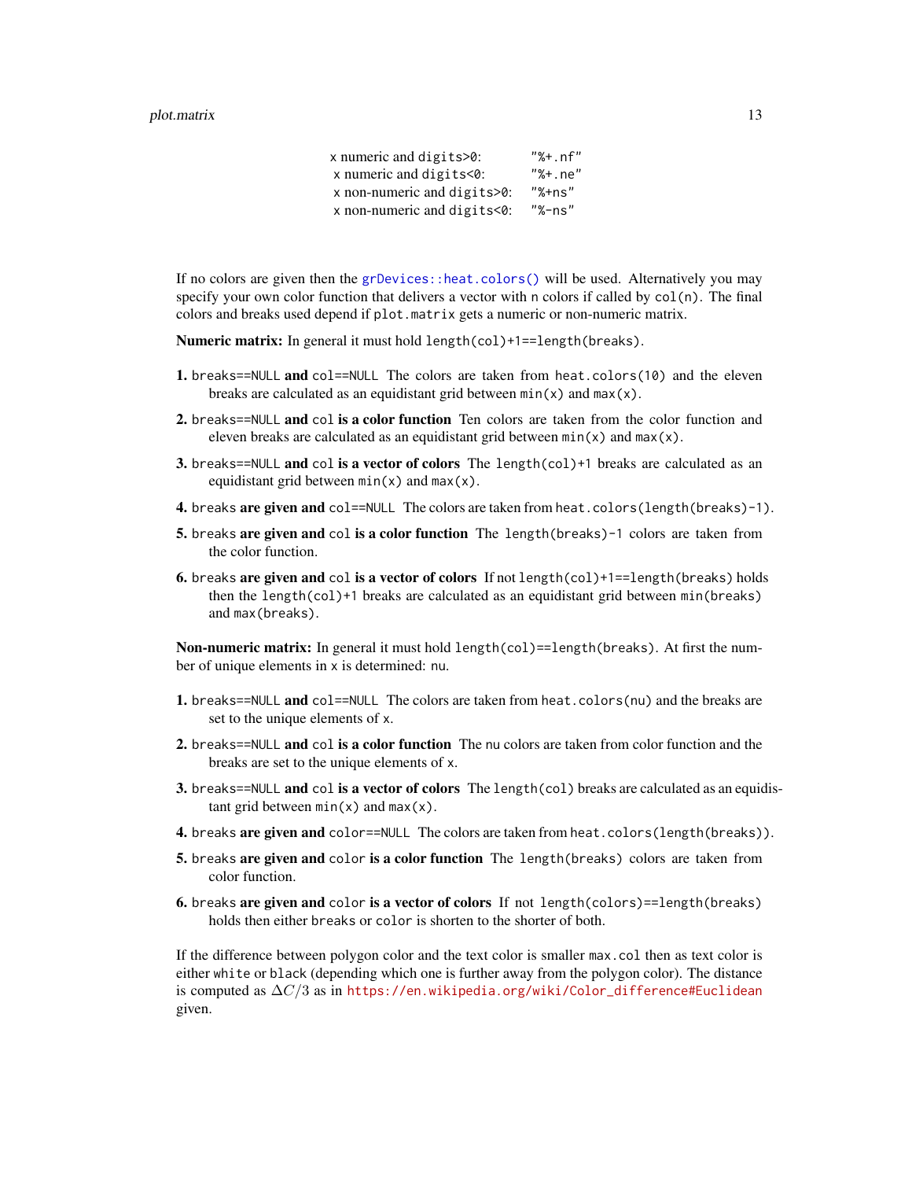| | |
|---|---|
| x numeric and `digits>0`: | `"%+.nf"` |
| x numeric and `digits<0`: | `"%+.ne"` |
| x non-numeric and `digits>0`: | `"%+ns"` |
| x non-numeric and `digits<0`: | `"%-ns"` |

If no colors are given then the `grDevices::heat.colors()` will be used. Alternatively you may specify your own color function that delivers a vector with `n` colors if called by `col(n)`. The final colors and breaks used depend if `plot.matrix` gets a numeric or non-numeric matrix.

**Numeric matrix:** In general it must hold `length(col)+1==length(breaks)`.

1. `breaks==NULL` **and** `col==NULL` The colors are taken from `heat.colors(10)` and the eleven breaks are calculated as an equidistant grid between `min(x)` and `max(x)`.
2. `breaks==NULL` **and** `col` **is a color function** Ten colors are taken from the color function and eleven breaks are calculated as an equidistant grid between `min(x)` and `max(x)`.
3. `breaks==NULL` **and** `col` **is a vector of colors** The `length(col)+1` breaks are calculated as an equidistant grid between `min(x)` and `max(x)`.
4. `breaks` **are given and** `col==NULL` The colors are taken from `heat.colors(length(breaks)-1)`.
5. `breaks` **are given and** `col` **is a color function** The `length(breaks)-1` colors are taken from the color function.
6. `breaks` **are given and** `col` **is a vector of colors** If not `length(col)+1==length(breaks)` holds then the `length(col)+1` breaks are calculated as an equidistant grid between `min(breaks)` and `max(breaks)`.

**Non-numeric matrix:** In general it must hold `length(col)==length(breaks)`. At first the number of unique elements in `x` is determined: `nu`.

1. `breaks==NULL` **and** `col==NULL` The colors are taken from `heat.colors(nu)` and the breaks are set to the unique elements of `x`.
2. `breaks==NULL` **and** `col` **is a color function** The `nu` colors are taken from color function and the breaks are set to the unique elements of `x`.
3. `breaks==NULL` **and** `col` **is a vector of colors** The `length(col)` breaks are calculated as an equidistant grid between `min(x)` and `max(x)`.
4. `breaks` **are given and** `color==NULL` The colors are taken from `heat.colors(length(breaks))`.
5. `breaks` **are given and** `color` **is a color function** The `length(breaks)` colors are taken from color function.
6. `breaks` **are given and** `color` **is a vector of colors** If not `length(colors)==length(breaks)` holds then either `breaks` or `color` is shorten to the shorter of both.

If the difference between polygon color and the text color is smaller `max.col` then as text color is either `white` or `black` (depending which one is further away from the polygon color). The distance is computed as $\Delta C/3$ as in https://en.wikipedia.org/wiki/Color_difference#Euclidean given.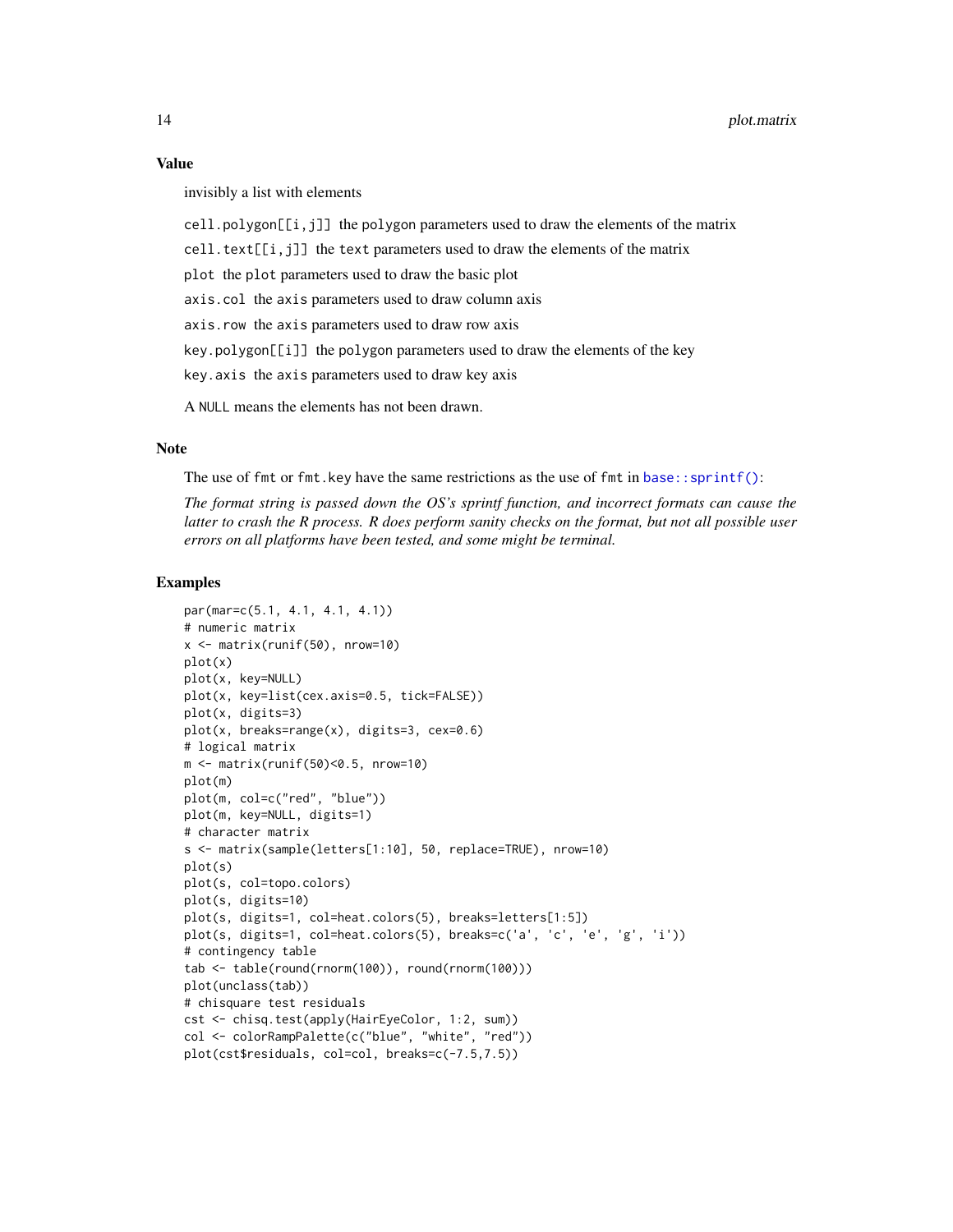## Value

invisibly a list with elements

`cell.polygon[[i,j]]` the `polygon` parameters used to draw the elements of the matrix

`cell.text[[i,j]]` the `text` parameters used to draw the elements of the matrix

`plot` the `plot` parameters used to draw the basic plot

`axis.col` the `axis` parameters used to draw column axis

`axis.row` the `axis` parameters used to draw row axis

`key.polygon[[i]]` the `polygon` parameters used to draw the elements of the key

`key.axis` the `axis` parameters used to draw key axis

A `NULL` means the elements has not been drawn.

## Note

The use of `fmt` or `fmt.key` have the same restrictions as the use of `fmt` in `base::sprintf()`:

*The format string is passed down the OS's sprintf function, and incorrect formats can cause the latter to crash the R process. R does perform sanity checks on the format, but not all possible user errors on all platforms have been tested, and some might be terminal.*

## Examples

```
par(mar=c(5.1, 4.1, 4.1, 4.1))
# numeric matrix
x <- matrix(runif(50), nrow=10)
plot(x)
plot(x, key=NULL)
plot(x, key=list(cex.axis=0.5, tick=FALSE))
plot(x, digits=3)
plot(x, breaks=range(x), digits=3, cex=0.6)
# logical matrix
m <- matrix(runif(50)<0.5, nrow=10)
plot(m)
plot(m, col=c("red", "blue"))
plot(m, key=NULL, digits=1)
# character matrix
s <- matrix(sample(letters[1:10], 50, replace=TRUE), nrow=10)
plot(s)
plot(s, col=topo.colors)
plot(s, digits=10)
plot(s, digits=1, col=heat.colors(5), breaks=letters[1:5])
plot(s, digits=1, col=heat.colors(5), breaks=c('a', 'c', 'e', 'g', 'i'))
# contingency table
tab <- table(round(rnorm(100)), round(rnorm(100)))
plot(unclass(tab))
# chisquare test residuals
cst <- chisq.test(apply(HairEyeColor, 1:2, sum))
col <- colorRampPalette(c("blue", "white", "red"))
plot(cst$residuals, col=col, breaks=c(-7.5,7.5))
```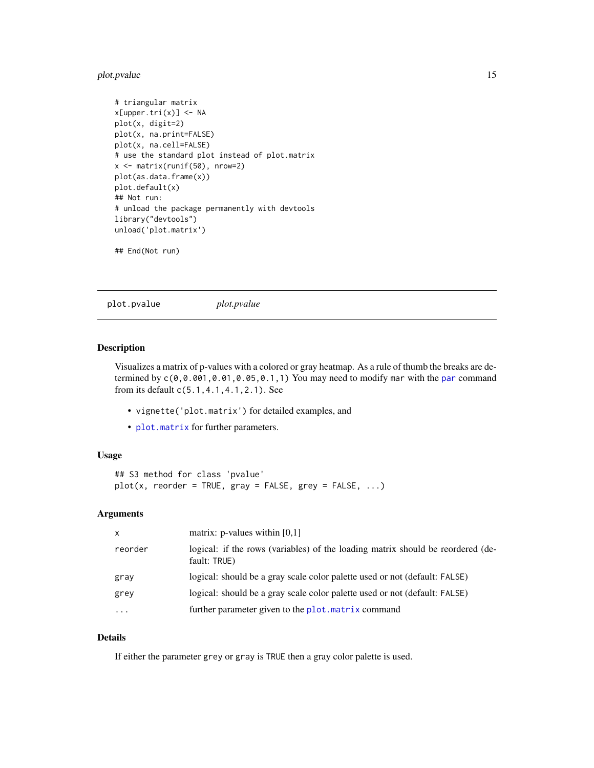```
# triangular matrix
x[upper.tri(x)] <- NA
plot(x, digit=2)
plot(x, na.print=FALSE)
plot(x, na.cell=FALSE)
# use the standard plot instead of plot.matrix
x <- matrix(runif(50), nrow=2)
plot(as.data.frame(x))
plot.default(x)
## Not run:
# unload the package permanently with devtools
library("devtools")
unload('plot.matrix')

## End(Not run)
```

## plot.pvalue *plot.pvalue*

### Description

Visualizes a matrix of p-values with a colored or gray heatmap. As a rule of thumb the breaks are determined by `c(0,0.001,0.01,0.05,0.1,1)` You may need to modify `mar` with the `par` command from its default `c(5.1,4.1,4.1,2.1)`. See

- `vignette('plot.matrix')` for detailed examples, and
- `plot.matrix` for further parameters.

### Usage

```
## S3 method for class 'pvalue'
plot(x, reorder = TRUE, gray = FALSE, grey = FALSE, ...)
```

### Arguments

| | |
|---|---|
| `x` | matrix: p-values within [0,1] |
| `reorder` | logical: if the rows (variables) of the loading matrix should be reordered (default: `TRUE`) |
| `gray` | logical: should be a gray scale color palette used or not (default: `FALSE`) |
| `grey` | logical: should be a gray scale color palette used or not (default: `FALSE`) |
| `...` | further parameter given to the `plot.matrix` command |

### Details

If either the parameter `grey` or `gray` is `TRUE` then a gray color palette is used.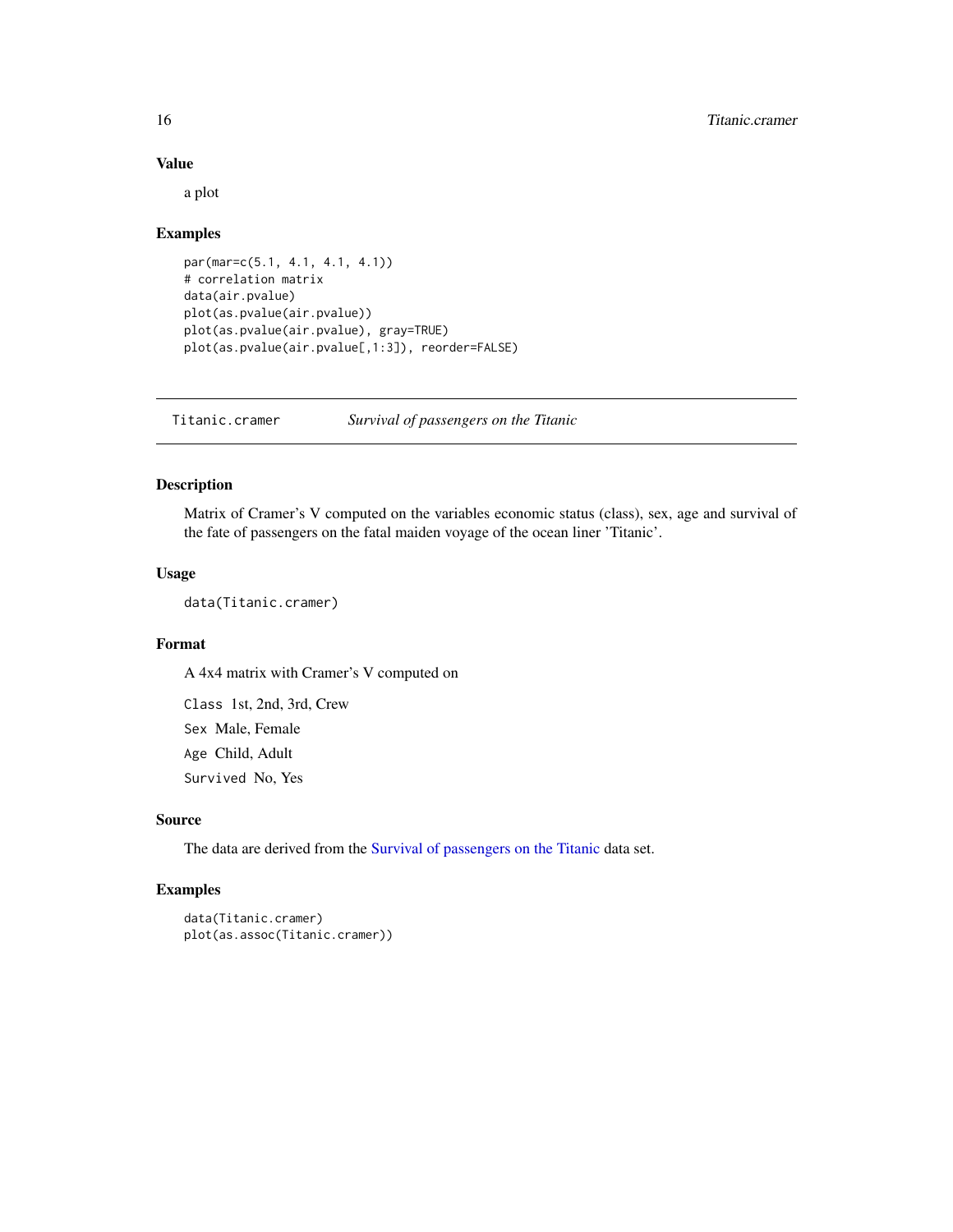### Value

a plot

### Examples

```
par(mar=c(5.1, 4.1, 4.1, 4.1))
# correlation matrix
data(air.pvalue)
plot(as.pvalue(air.pvalue))
plot(as.pvalue(air.pvalue), gray=TRUE)
plot(as.pvalue(air.pvalue[,1:3]), reorder=FALSE)
```

---

## Titanic.cramer — *Survival of passengers on the Titanic*

---

### Description

Matrix of Cramer's V computed on the variables economic status (class), sex, age and survival of the fate of passengers on the fatal maiden voyage of the ocean liner 'Titanic'.

### Usage

```
data(Titanic.cramer)
```

### Format

A 4x4 matrix with Cramer's V computed on

`Class` 1st, 2nd, 3rd, Crew

`Sex` Male, Female

`Age` Child, Adult

`Survived` No, Yes

### Source

The data are derived from the Survival of passengers on the Titanic data set.

### Examples

```
data(Titanic.cramer)
plot(as.assoc(Titanic.cramer))
```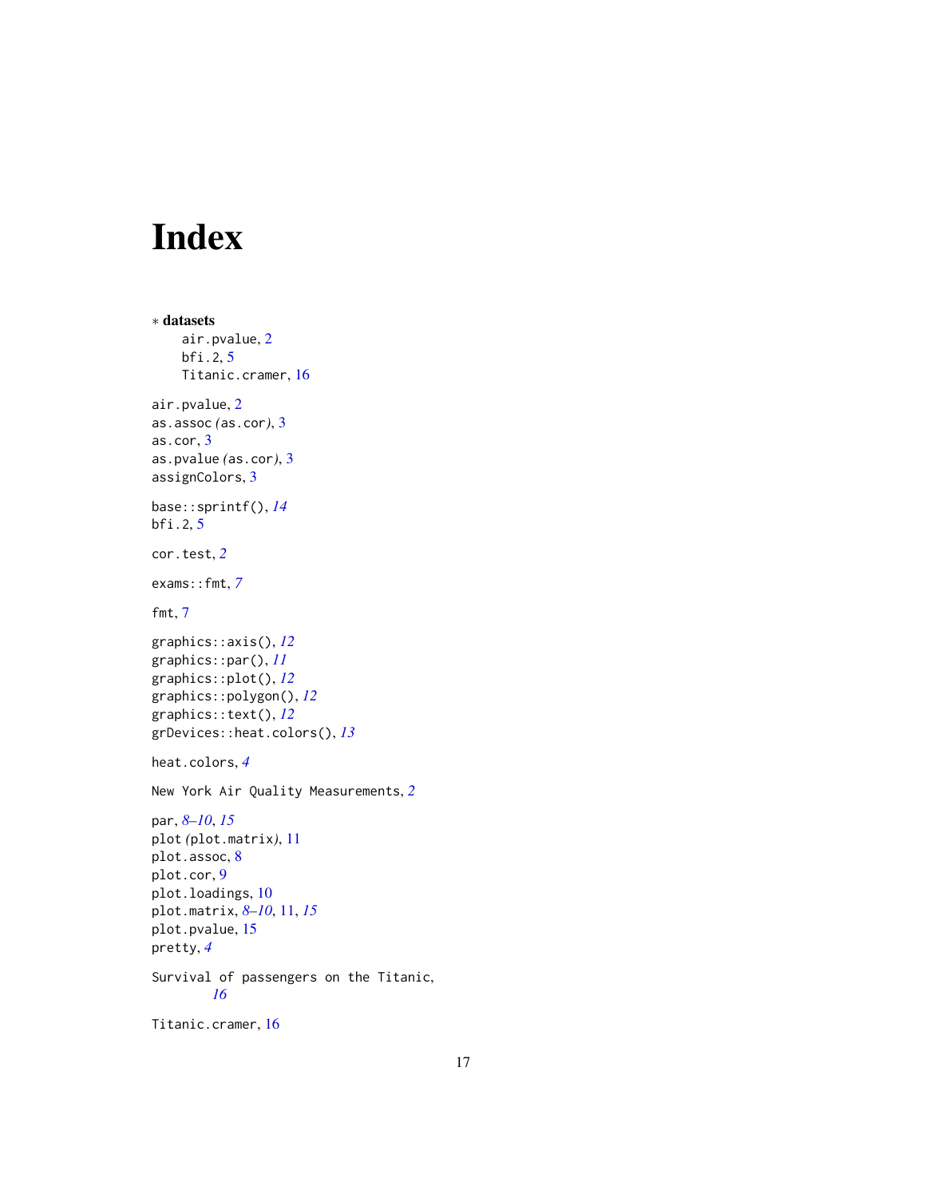# Index

∗ **datasets**
    air.pvalue, 2
    bfi.2, 5
    Titanic.cramer, 16

air.pvalue, 2
as.assoc *(*as.cor*)*, 3
as.cor, 3
as.pvalue *(*as.cor*)*, 3
assignColors, 3

base::sprintf(), *14*
bfi.2, 5

cor.test, *2*

exams::fmt, *7*

fmt, 7

graphics::axis(), *12*
graphics::par(), *11*
graphics::plot(), *12*
graphics::polygon(), *12*
graphics::text(), *12*
grDevices::heat.colors(), *13*

heat.colors, *4*

New York Air Quality Measurements, *2*

par, *8–10*, *15*
plot *(*plot.matrix*)*, 11
plot.assoc, 8
plot.cor, 9
plot.loadings, 10
plot.matrix, *8–10*, 11, *15*
plot.pvalue, 15
pretty, *4*

Survival of passengers on the Titanic,
        *16*

Titanic.cramer, 16